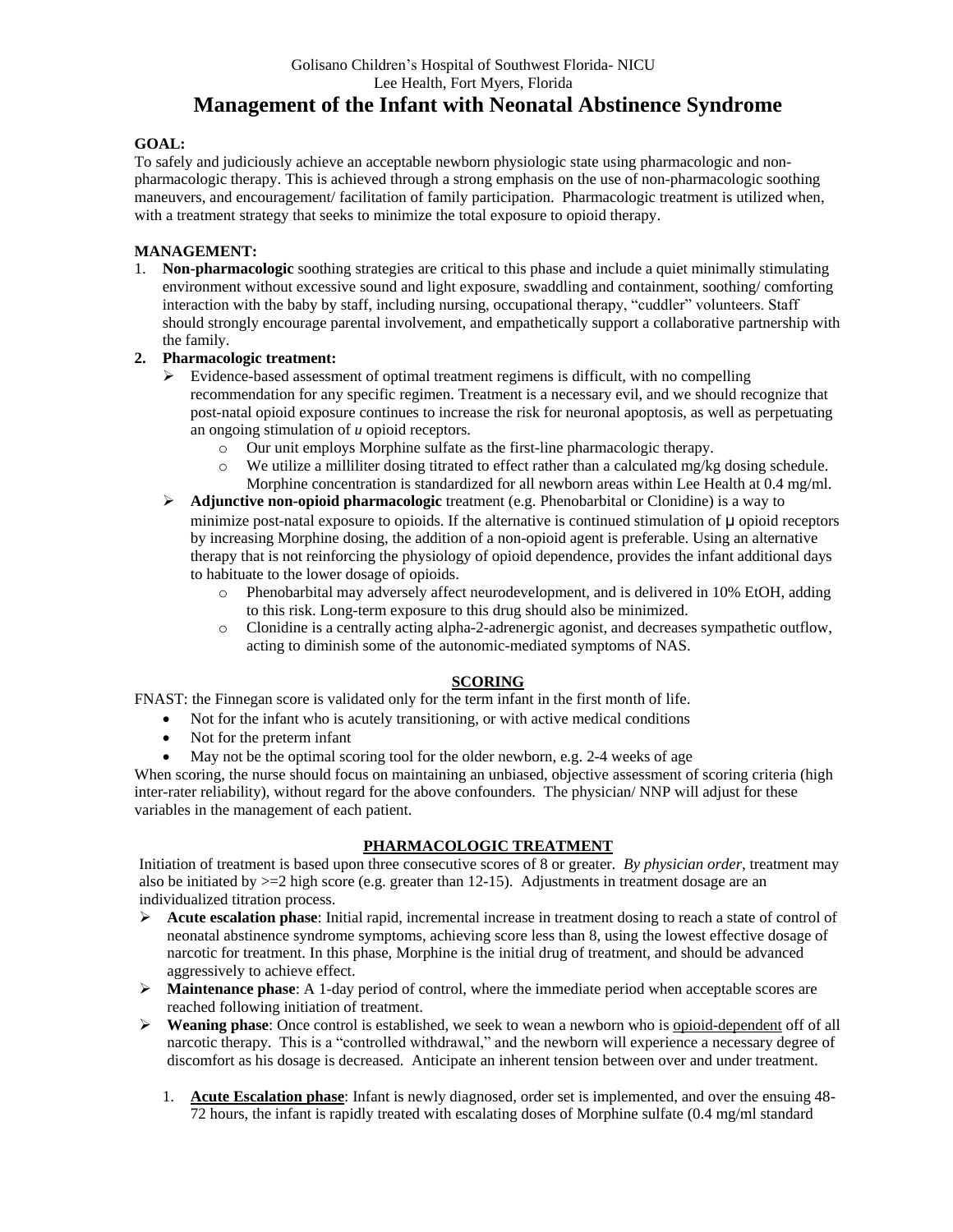Golisano Children's Hospital of Southwest Florida- NICU
Lee Health, Fort Myers, Florida

# Management of the Infant with Neonatal Abstinence Syndrome

**GOAL:**
To safely and judiciously achieve an acceptable newborn physiologic state using pharmacologic and non-pharmacologic therapy. This is achieved through a strong emphasis on the use of non-pharmacologic soothing maneuvers, and encouragement/ facilitation of family participation. Pharmacologic treatment is utilized when, with a treatment strategy that seeks to minimize the total exposure to opioid therapy.

**MANAGEMENT:**

1. **Non-pharmacologic** soothing strategies are critical to this phase and include a quiet minimally stimulating environment without excessive sound and light exposure, swaddling and containment, soothing/ comforting interaction with the baby by staff, including nursing, occupational therapy, "cuddler" volunteers. Staff should strongly encourage parental involvement, and empathetically support a collaborative partnership with the family.
2. **Pharmacologic treatment:**
   - Evidence-based assessment of optimal treatment regimens is difficult, with no compelling recommendation for any specific regimen. Treatment is a necessary evil, and we should recognize that post-natal opioid exposure continues to increase the risk for neuronal apoptosis, as well as perpetuating an ongoing stimulation of *u* opioid receptors.
     - Our unit employs Morphine sulfate as the first-line pharmacologic therapy.
     - We utilize a milliliter dosing titrated to effect rather than a calculated mg/kg dosing schedule. Morphine concentration is standardized for all newborn areas within Lee Health at 0.4 mg/ml.
   - **Adjunctive non-opioid pharmacologic** treatment (e.g. Phenobarbital or Clonidine) is a way to minimize post-natal exposure to opioids. If the alternative is continued stimulation of μ opioid receptors by increasing Morphine dosing, the addition of a non-opioid agent is preferable. Using an alternative therapy that is not reinforcing the physiology of opioid dependence, provides the infant additional days to habituate to the lower dosage of opioids.
     - Phenobarbital may adversely affect neurodevelopment, and is delivered in 10% EtOH, adding to this risk. Long-term exposure to this drug should also be minimized.
     - Clonidine is a centrally acting alpha-2-adrenergic agonist, and decreases sympathetic outflow, acting to diminish some of the autonomic-mediated symptoms of NAS.

## SCORING

FNAST: the Finnegan score is validated only for the term infant in the first month of life.

- Not for the infant who is acutely transitioning, or with active medical conditions
- Not for the preterm infant
- May not be the optimal scoring tool for the older newborn, e.g. 2-4 weeks of age

When scoring, the nurse should focus on maintaining an unbiased, objective assessment of scoring criteria (high inter-rater reliability), without regard for the above confounders. The physician/ NNP will adjust for these variables in the management of each patient.

## PHARMACOLOGIC TREATMENT

Initiation of treatment is based upon three consecutive scores of 8 or greater. *By physician order*, treatment may also be initiated by >=2 high score (e.g. greater than 12-15). Adjustments in treatment dosage are an individualized titration process.

- **Acute escalation phase**: Initial rapid, incremental increase in treatment dosing to reach a state of control of neonatal abstinence syndrome symptoms, achieving score less than 8, using the lowest effective dosage of narcotic for treatment. In this phase, Morphine is the initial drug of treatment, and should be advanced aggressively to achieve effect.
- **Maintenance phase**: A 1-day period of control, where the immediate period when acceptable scores are reached following initiation of treatment.
- **Weaning phase**: Once control is established, we seek to wean a newborn who is opioid-dependent off of all narcotic therapy. This is a "controlled withdrawal," and the newborn will experience a necessary degree of discomfort as his dosage is decreased. Anticipate an inherent tension between over and under treatment.

1. **Acute Escalation phase**: Infant is newly diagnosed, order set is implemented, and over the ensuing 48-72 hours, the infant is rapidly treated with escalating doses of Morphine sulfate (0.4 mg/ml standard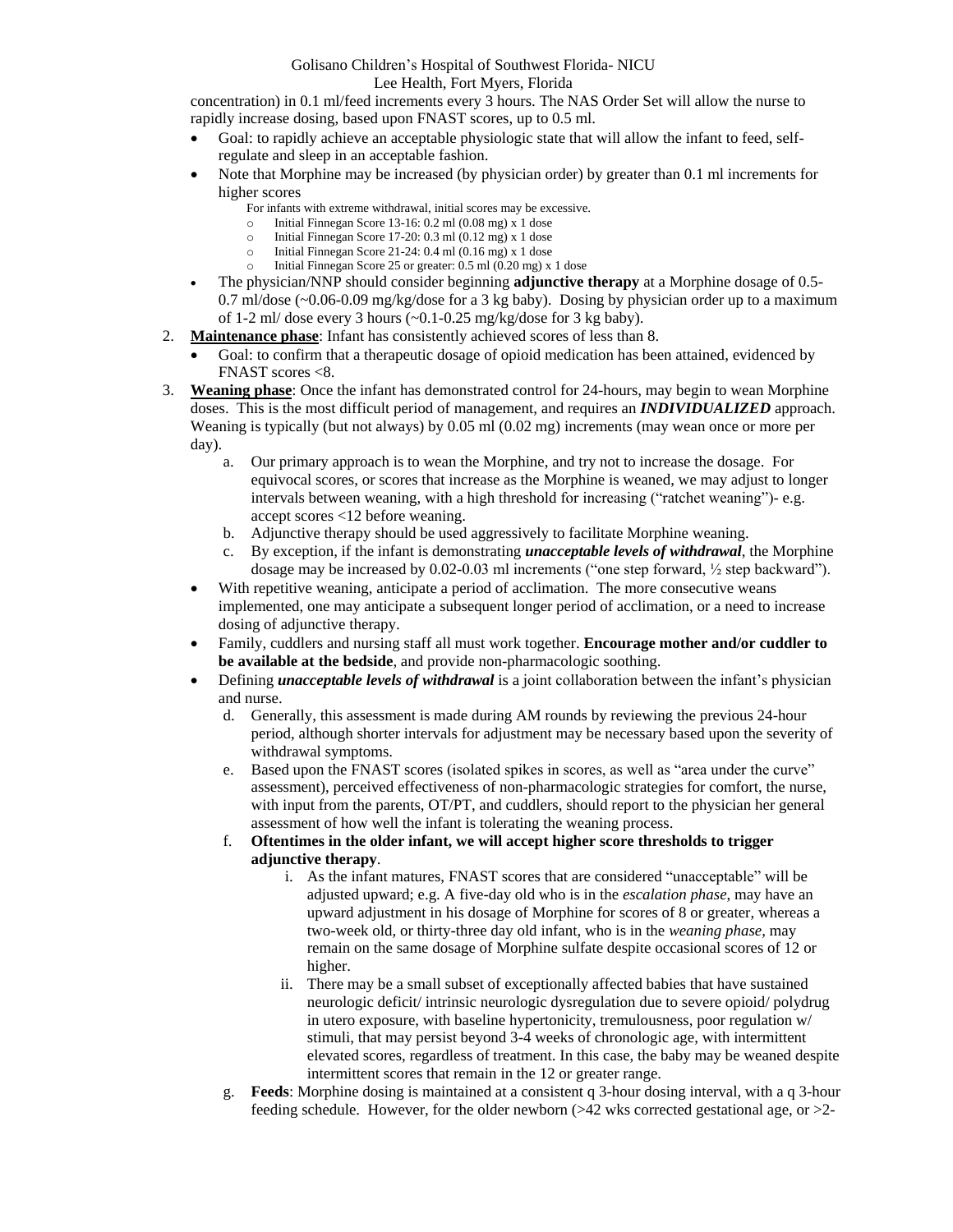concentration) in 0.1 ml/feed increments every 3 hours. The NAS Order Set will allow the nurse to rapidly increase dosing, based upon FNAST scores, up to 0.5 ml.

- Goal: to rapidly achieve an acceptable physiologic state that will allow the infant to feed, self-regulate and sleep in an acceptable fashion.
- Note that Morphine may be increased (by physician order) by greater than 0.1 ml increments for higher scores
  - For infants with extreme withdrawal, initial scores may be excessive.
    - Initial Finnegan Score 13-16: 0.2 ml (0.08 mg) x 1 dose
    - Initial Finnegan Score 17-20: 0.3 ml (0.12 mg) x 1 dose
    - Initial Finnegan Score 21-24: 0.4 ml (0.16 mg) x 1 dose
    - Initial Finnegan Score 25 or greater: 0.5 ml (0.20 mg) x 1 dose
- The physician/NNP should consider beginning **adjunctive therapy** at a Morphine dosage of 0.5-0.7 ml/dose (~0.06-0.09 mg/kg/dose for a 3 kg baby). Dosing by physician order up to a maximum of 1-2 ml/ dose every 3 hours (~0.1-0.25 mg/kg/dose for 3 kg baby).

2. **<u>Maintenance phase</u>**: Infant has consistently achieved scores of less than 8.
   - Goal: to confirm that a therapeutic dosage of opioid medication has been attained, evidenced by FNAST scores <8.
3. **<u>Weaning phase</u>**: Once the infant has demonstrated control for 24-hours, may begin to wean Morphine doses. This is the most difficult period of management, and requires an ***INDIVIDUALIZED*** approach. Weaning is typically (but not always) by 0.05 ml (0.02 mg) increments (may wean once or more per day).
   a. Our primary approach is to wean the Morphine, and try not to increase the dosage. For equivocal scores, or scores that increase as the Morphine is weaned, we may adjust to longer intervals between weaning, with a high threshold for increasing ("ratchet weaning")- e.g. accept scores <12 before weaning.
   b. Adjunctive therapy should be used aggressively to facilitate Morphine weaning.
   c. By exception, if the infant is demonstrating ***unacceptable levels of withdrawal***, the Morphine dosage may be increased by 0.02-0.03 ml increments ("one step forward, ½ step backward").
   - With repetitive weaning, anticipate a period of acclimation. The more consecutive weans implemented, one may anticipate a subsequent longer period of acclimation, or a need to increase dosing of adjunctive therapy.
   - Family, cuddlers and nursing staff all must work together. **Encourage mother and/or cuddler to be available at the bedside**, and provide non-pharmacologic soothing.
   - Defining ***unacceptable levels of withdrawal*** is a joint collaboration between the infant's physician and nurse.
   d. Generally, this assessment is made during AM rounds by reviewing the previous 24-hour period, although shorter intervals for adjustment may be necessary based upon the severity of withdrawal symptoms.
   e. Based upon the FNAST scores (isolated spikes in scores, as well as "area under the curve" assessment), perceived effectiveness of non-pharmacologic strategies for comfort, the nurse, with input from the parents, OT/PT, and cuddlers, should report to the physician her general assessment of how well the infant is tolerating the weaning process.
   f. **Oftentimes in the older infant, we will accept higher score thresholds to trigger adjunctive therapy**.
      i. As the infant matures, FNAST scores that are considered "unacceptable" will be adjusted upward; e.g. A five-day old who is in the *escalation phase*, may have an upward adjustment in his dosage of Morphine for scores of 8 or greater, whereas a two-week old, or thirty-three day old infant, who is in the *weaning phase*, may remain on the same dosage of Morphine sulfate despite occasional scores of 12 or higher.
      ii. There may be a small subset of exceptionally affected babies that have sustained neurologic deficit/ intrinsic neurologic dysregulation due to severe opioid/ polydrug in utero exposure, with baseline hypertonicity, tremulousness, poor regulation w/ stimuli, that may persist beyond 3-4 weeks of chronologic age, with intermittent elevated scores, regardless of treatment. In this case, the baby may be weaned despite intermittent scores that remain in the 12 or greater range.
   g. **Feeds**: Morphine dosing is maintained at a consistent q 3-hour dosing interval, with a q 3-hour feeding schedule. However, for the older newborn (>42 wks corrected gestational age, or >2-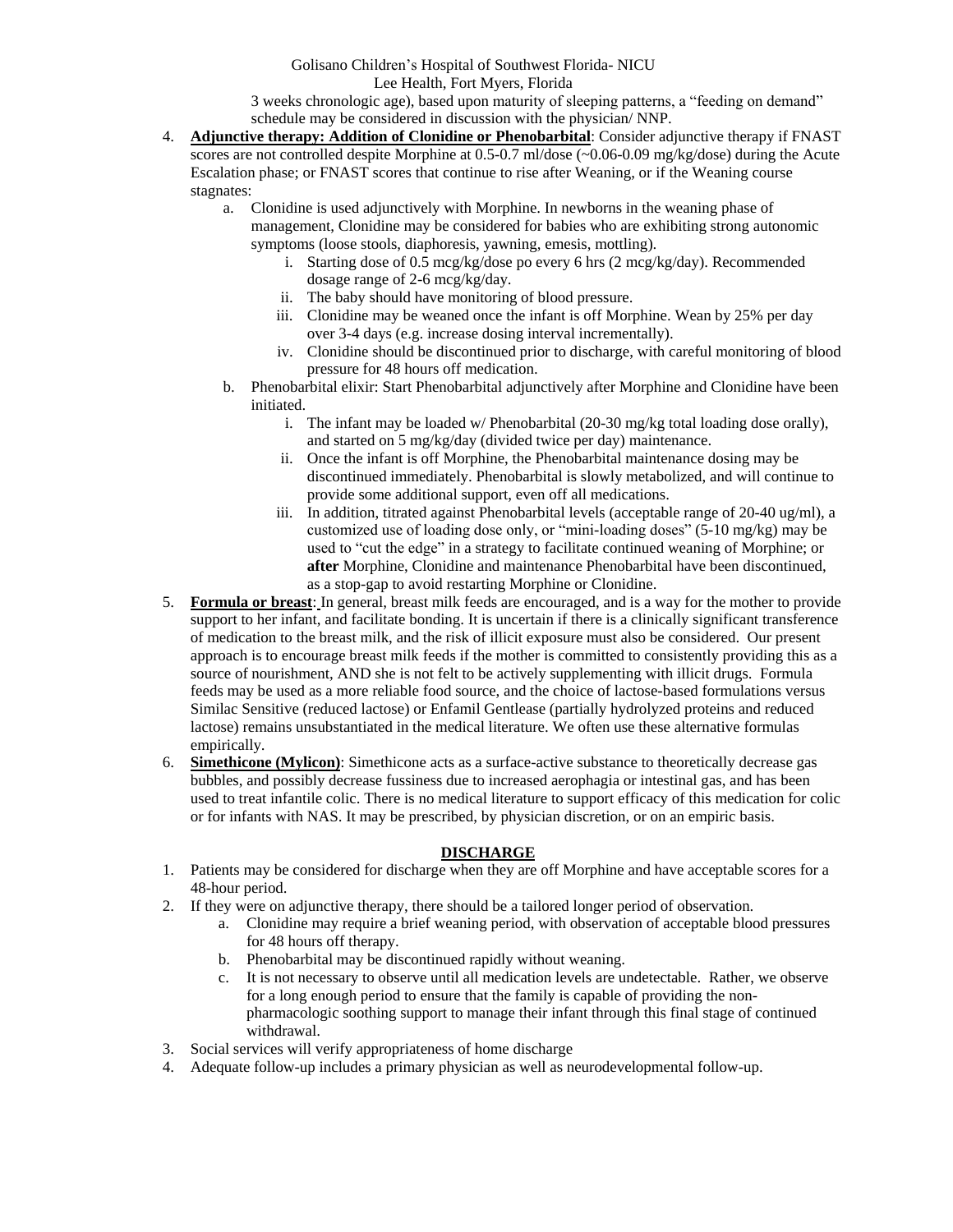3 weeks chronologic age), based upon maturity of sleeping patterns, a "feeding on demand" schedule may be considered in discussion with the physician/ NNP.

4. **Adjunctive therapy: Addition of Clonidine or Phenobarbital**: Consider adjunctive therapy if FNAST scores are not controlled despite Morphine at 0.5-0.7 ml/dose (~0.06-0.09 mg/kg/dose) during the Acute Escalation phase; or FNAST scores that continue to rise after Weaning, or if the Weaning course stagnates:
   a. Clonidine is used adjunctively with Morphine. In newborns in the weaning phase of management, Clonidine may be considered for babies who are exhibiting strong autonomic symptoms (loose stools, diaphoresis, yawning, emesis, mottling).
      i. Starting dose of 0.5 mcg/kg/dose po every 6 hrs (2 mcg/kg/day). Recommended dosage range of 2-6 mcg/kg/day.
      ii. The baby should have monitoring of blood pressure.
      iii. Clonidine may be weaned once the infant is off Morphine. Wean by 25% per day over 3-4 days (e.g. increase dosing interval incrementally).
      iv. Clonidine should be discontinued prior to discharge, with careful monitoring of blood pressure for 48 hours off medication.
   b. Phenobarbital elixir: Start Phenobarbital adjunctively after Morphine and Clonidine have been initiated.
      i. The infant may be loaded w/ Phenobarbital (20-30 mg/kg total loading dose orally), and started on 5 mg/kg/day (divided twice per day) maintenance.
      ii. Once the infant is off Morphine, the Phenobarbital maintenance dosing may be discontinued immediately. Phenobarbital is slowly metabolized, and will continue to provide some additional support, even off all medications.
      iii. In addition, titrated against Phenobarbital levels (acceptable range of 20-40 ug/ml), a customized use of loading dose only, or "mini-loading doses" (5-10 mg/kg) may be used to "cut the edge" in a strategy to facilitate continued weaning of Morphine; or **after** Morphine, Clonidine and maintenance Phenobarbital have been discontinued, as a stop-gap to avoid restarting Morphine or Clonidine.
5. **Formula or breast**: In general, breast milk feeds are encouraged, and is a way for the mother to provide support to her infant, and facilitate bonding. It is uncertain if there is a clinically significant transference of medication to the breast milk, and the risk of illicit exposure must also be considered. Our present approach is to encourage breast milk feeds if the mother is committed to consistently providing this as a source of nourishment, AND she is not felt to be actively supplementing with illicit drugs. Formula feeds may be used as a more reliable food source, and the choice of lactose-based formulations versus Similac Sensitive (reduced lactose) or Enfamil Gentlease (partially hydrolyzed proteins and reduced lactose) remains unsubstantiated in the medical literature. We often use these alternative formulas empirically.
6. **Simethicone (Mylicon)**: Simethicone acts as a surface-active substance to theoretically decrease gas bubbles, and possibly decrease fussiness due to increased aerophagia or intestinal gas, and has been used to treat infantile colic. There is no medical literature to support efficacy of this medication for colic or for infants with NAS. It may be prescribed, by physician discretion, or on an empiric basis.

## DISCHARGE

1. Patients may be considered for discharge when they are off Morphine and have acceptable scores for a 48-hour period.
2. If they were on adjunctive therapy, there should be a tailored longer period of observation.
   a. Clonidine may require a brief weaning period, with observation of acceptable blood pressures for 48 hours off therapy.
   b. Phenobarbital may be discontinued rapidly without weaning.
   c. It is not necessary to observe until all medication levels are undetectable. Rather, we observe for a long enough period to ensure that the family is capable of providing the non-pharmacologic soothing support to manage their infant through this final stage of continued withdrawal.
3. Social services will verify appropriateness of home discharge
4. Adequate follow-up includes a primary physician as well as neurodevelopmental follow-up.